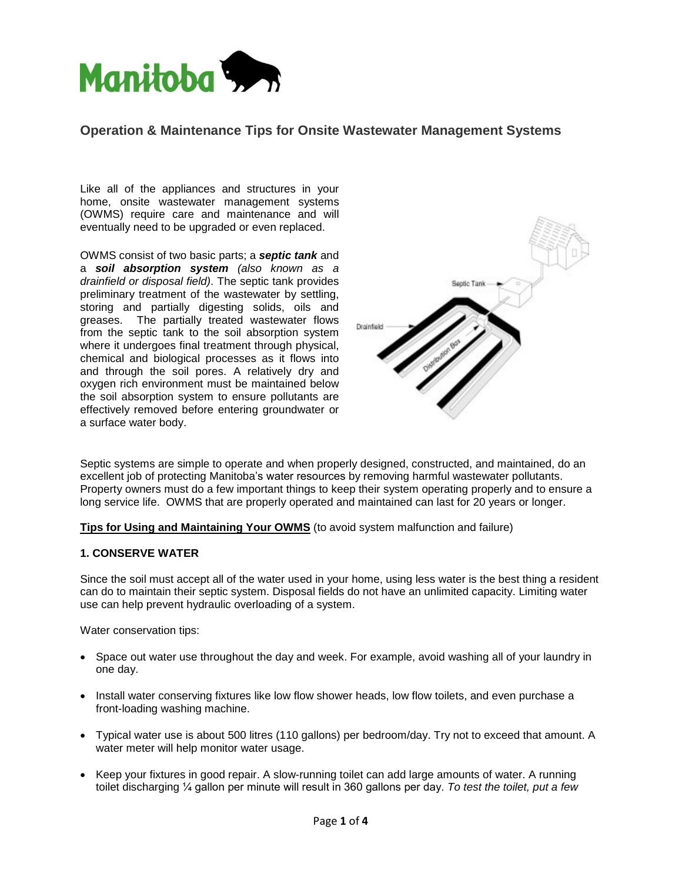# Operation & Maintenance Tips for Onsite Wastewater Management Systems

Like all of the appliances and structures in your home, onsite wastewater management systems (OWMS) require care and maintenance and will eventually need to be upgraded or even replaced.

OWMS consist of two basic parts; a ***septic tank*** and a ***soil absorption system*** *(also known as a drainfield or disposal field)*. The septic tank provides preliminary treatment of the wastewater by settling, storing and partially digesting solids, oils and greases. The partially treated wastewater flows from the septic tank to the soil absorption system where it undergoes final treatment through physical, chemical and biological processes as it flows into and through the soil pores. A relatively dry and oxygen rich environment must be maintained below the soil absorption system to ensure pollutants are effectively removed before entering groundwater or a surface water body.

Septic systems are simple to operate and when properly designed, constructed, and maintained, do an excellent job of protecting Manitoba's water resources by removing harmful wastewater pollutants. Property owners must do a few important things to keep their system operating properly and to ensure a long service life. OWMS that are properly operated and maintained can last for 20 years or longer.

**Tips for Using and Maintaining Your OWMS** (to avoid system malfunction and failure)

### 1. CONSERVE WATER

Since the soil must accept all of the water used in your home, using less water is the best thing a resident can do to maintain their septic system. Disposal fields do not have an unlimited capacity. Limiting water use can help prevent hydraulic overloading of a system.

Water conservation tips:

- Space out water use throughout the day and week. For example, avoid washing all of your laundry in one day.
- Install water conserving fixtures like low flow shower heads, low flow toilets, and even purchase a front-loading washing machine.
- Typical water use is about 500 litres (110 gallons) per bedroom/day. Try not to exceed that amount. A water meter will help monitor water usage.
- Keep your fixtures in good repair. A slow-running toilet can add large amounts of water. A running toilet discharging ¼ gallon per minute will result in 360 gallons per day. *To test the toilet, put a few*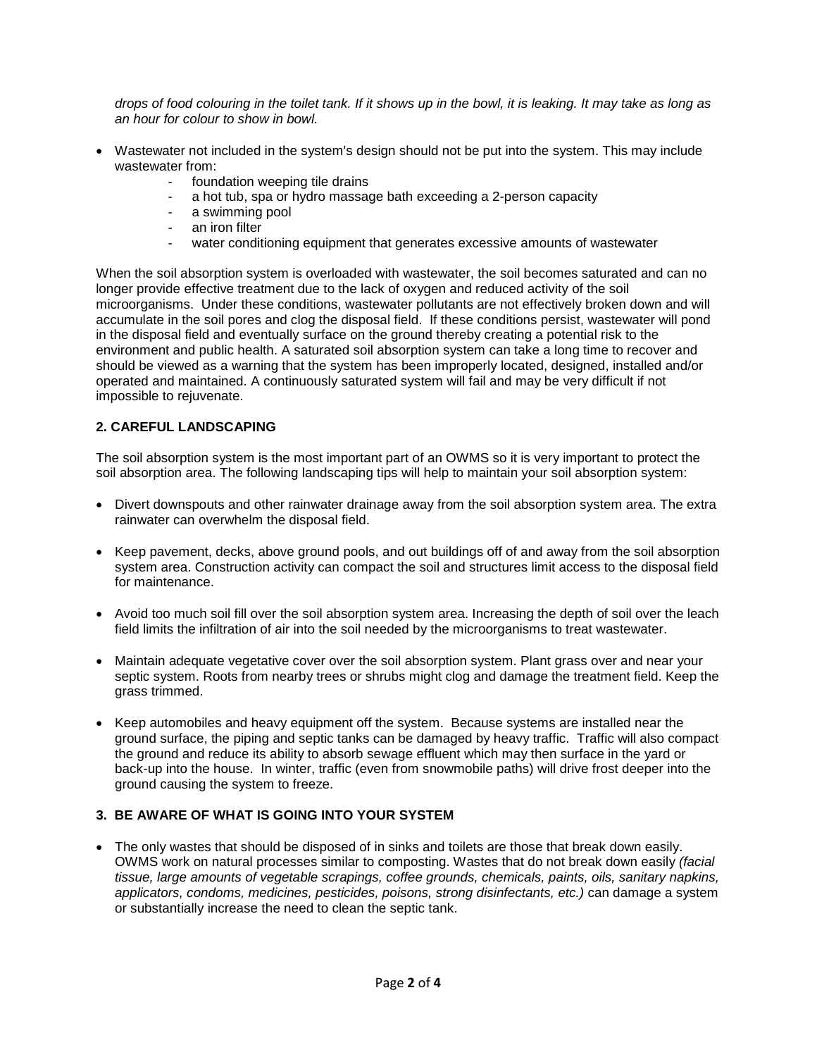*drops of food colouring in the toilet tank. If it shows up in the bowl, it is leaking. It may take as long as an hour for colour to show in bowl.*

- Wastewater not included in the system's design should not be put into the system. This may include wastewater from:
  - foundation weeping tile drains
  - a hot tub, spa or hydro massage bath exceeding a 2-person capacity
  - a swimming pool
  - an iron filter
  - water conditioning equipment that generates excessive amounts of wastewater

When the soil absorption system is overloaded with wastewater, the soil becomes saturated and can no longer provide effective treatment due to the lack of oxygen and reduced activity of the soil microorganisms. Under these conditions, wastewater pollutants are not effectively broken down and will accumulate in the soil pores and clog the disposal field. If these conditions persist, wastewater will pond in the disposal field and eventually surface on the ground thereby creating a potential risk to the environment and public health. A saturated soil absorption system can take a long time to recover and should be viewed as a warning that the system has been improperly located, designed, installed and/or operated and maintained. A continuously saturated system will fail and may be very difficult if not impossible to rejuvenate.

### 2. CAREFUL LANDSCAPING

The soil absorption system is the most important part of an OWMS so it is very important to protect the soil absorption area. The following landscaping tips will help to maintain your soil absorption system:

- Divert downspouts and other rainwater drainage away from the soil absorption system area. The extra rainwater can overwhelm the disposal field.

- Keep pavement, decks, above ground pools, and out buildings off of and away from the soil absorption system area. Construction activity can compact the soil and structures limit access to the disposal field for maintenance.

- Avoid too much soil fill over the soil absorption system area. Increasing the depth of soil over the leach field limits the infiltration of air into the soil needed by the microorganisms to treat wastewater.

- Maintain adequate vegetative cover over the soil absorption system. Plant grass over and near your septic system. Roots from nearby trees or shrubs might clog and damage the treatment field. Keep the grass trimmed.

- Keep automobiles and heavy equipment off the system. Because systems are installed near the ground surface, the piping and septic tanks can be damaged by heavy traffic. Traffic will also compact the ground and reduce its ability to absorb sewage effluent which may then surface in the yard or back-up into the house. In winter, traffic (even from snowmobile paths) will drive frost deeper into the ground causing the system to freeze.

### 3. BE AWARE OF WHAT IS GOING INTO YOUR SYSTEM

- The only wastes that should be disposed of in sinks and toilets are those that break down easily. OWMS work on natural processes similar to composting. Wastes that do not break down easily *(facial tissue, large amounts of vegetable scrapings, coffee grounds, chemicals, paints, oils, sanitary napkins, applicators, condoms, medicines, pesticides, poisons, strong disinfectants, etc.)* can damage a system or substantially increase the need to clean the septic tank.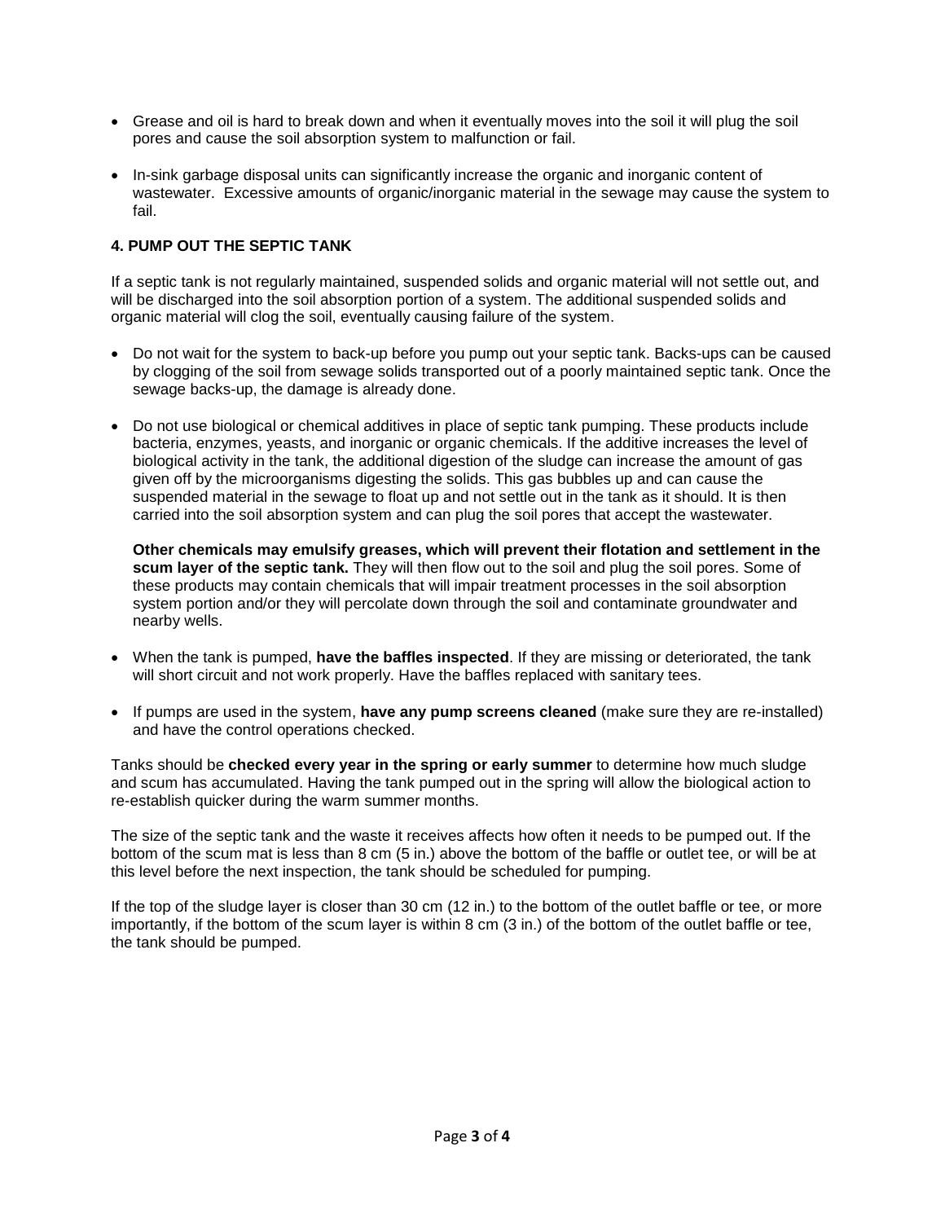- Grease and oil is hard to break down and when it eventually moves into the soil it will plug the soil pores and cause the soil absorption system to malfunction or fail.

- In-sink garbage disposal units can significantly increase the organic and inorganic content of wastewater. Excessive amounts of organic/inorganic material in the sewage may cause the system to fail.

### 4. PUMP OUT THE SEPTIC TANK

If a septic tank is not regularly maintained, suspended solids and organic material will not settle out, and will be discharged into the soil absorption portion of a system. The additional suspended solids and organic material will clog the soil, eventually causing failure of the system.

- Do not wait for the system to back-up before you pump out your septic tank. Backs-ups can be caused by clogging of the soil from sewage solids transported out of a poorly maintained septic tank. Once the sewage backs-up, the damage is already done.

- Do not use biological or chemical additives in place of septic tank pumping. These products include bacteria, enzymes, yeasts, and inorganic or organic chemicals. If the additive increases the level of biological activity in the tank, the additional digestion of the sludge can increase the amount of gas given off by the microorganisms digesting the solids. This gas bubbles up and can cause the suspended material in the sewage to float up and not settle out in the tank as it should. It is then carried into the soil absorption system and can plug the soil pores that accept the wastewater.

  **Other chemicals may emulsify greases, which will prevent their flotation and settlement in the scum layer of the septic tank.** They will then flow out to the soil and plug the soil pores. Some of these products may contain chemicals that will impair treatment processes in the soil absorption system portion and/or they will percolate down through the soil and contaminate groundwater and nearby wells.

- When the tank is pumped, **have the baffles inspected**. If they are missing or deteriorated, the tank will short circuit and not work properly. Have the baffles replaced with sanitary tees.

- If pumps are used in the system, **have any pump screens cleaned** (make sure they are re-installed) and have the control operations checked.

Tanks should be **checked every year in the spring or early summer** to determine how much sludge and scum has accumulated. Having the tank pumped out in the spring will allow the biological action to re-establish quicker during the warm summer months.

The size of the septic tank and the waste it receives affects how often it needs to be pumped out. If the bottom of the scum mat is less than 8 cm (5 in.) above the bottom of the baffle or outlet tee, or will be at this level before the next inspection, the tank should be scheduled for pumping.

If the top of the sludge layer is closer than 30 cm (12 in.) to the bottom of the outlet baffle or tee, or more importantly, if the bottom of the scum layer is within 8 cm (3 in.) of the bottom of the outlet baffle or tee, the tank should be pumped.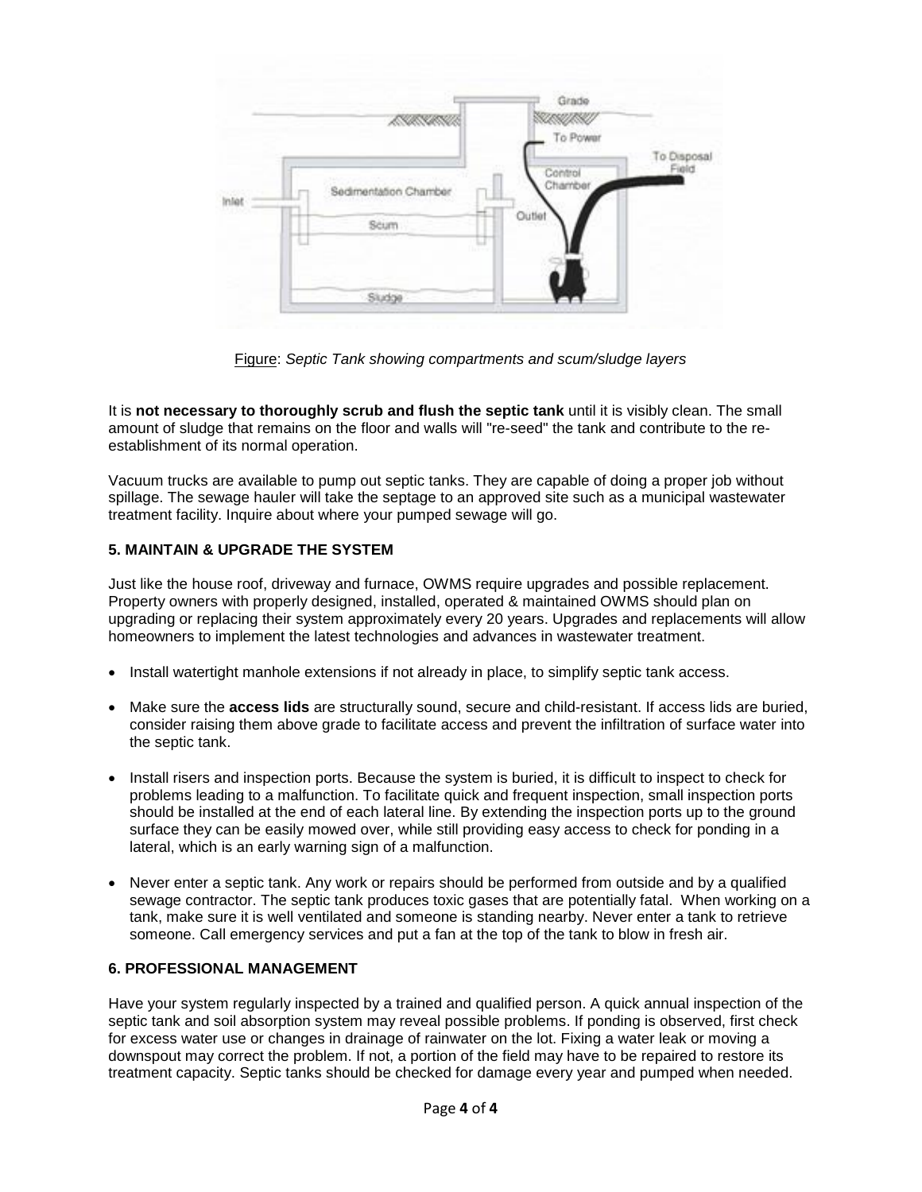Grade

To Power

To Disposal Field

Control Chamber

Inlet

Sedimentation Chamber

Outlet

Scum

Sludge

Figure: *Septic Tank showing compartments and scum/sludge layers*

It is **not necessary to thoroughly scrub and flush the septic tank** until it is visibly clean. The small amount of sludge that remains on the floor and walls will "re-seed" the tank and contribute to the re-establishment of its normal operation.

Vacuum trucks are available to pump out septic tanks. They are capable of doing a proper job without spillage. The sewage hauler will take the septage to an approved site such as a municipal wastewater treatment facility. Inquire about where your pumped sewage will go.

### 5. MAINTAIN & UPGRADE THE SYSTEM

Just like the house roof, driveway and furnace, OWMS require upgrades and possible replacement. Property owners with properly designed, installed, operated & maintained OWMS should plan on upgrading or replacing their system approximately every 20 years. Upgrades and replacements will allow homeowners to implement the latest technologies and advances in wastewater treatment.

- Install watertight manhole extensions if not already in place, to simplify septic tank access.
- Make sure the **access lids** are structurally sound, secure and child-resistant. If access lids are buried, consider raising them above grade to facilitate access and prevent the infiltration of surface water into the septic tank.
- Install risers and inspection ports. Because the system is buried, it is difficult to inspect to check for problems leading to a malfunction. To facilitate quick and frequent inspection, small inspection ports should be installed at the end of each lateral line. By extending the inspection ports up to the ground surface they can be easily mowed over, while still providing easy access to check for ponding in a lateral, which is an early warning sign of a malfunction.
- Never enter a septic tank. Any work or repairs should be performed from outside and by a qualified sewage contractor. The septic tank produces toxic gases that are potentially fatal. When working on a tank, make sure it is well ventilated and someone is standing nearby. Never enter a tank to retrieve someone. Call emergency services and put a fan at the top of the tank to blow in fresh air.

### 6. PROFESSIONAL MANAGEMENT

Have your system regularly inspected by a trained and qualified person. A quick annual inspection of the septic tank and soil absorption system may reveal possible problems. If ponding is observed, first check for excess water use or changes in drainage of rainwater on the lot. Fixing a water leak or moving a downspout may correct the problem. If not, a portion of the field may have to be repaired to restore its treatment capacity. Septic tanks should be checked for damage every year and pumped when needed.